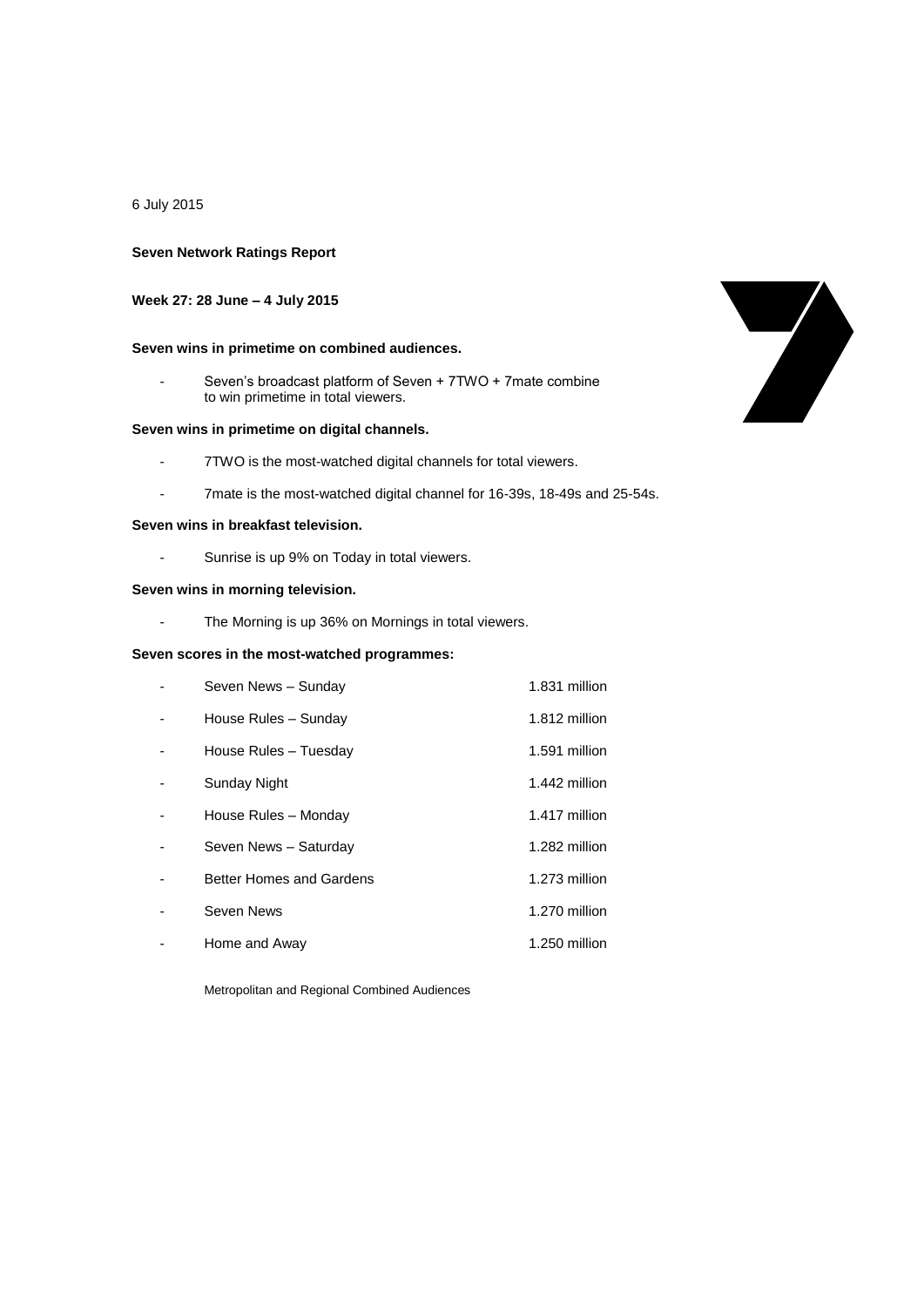6 July 2015

**Seven Network Ratings Report**

**Week 27: 28 June – 4 July 2015**

**Seven wins in primetime on combined audiences.**

- Seven's broadcast platform of Seven + 7TWO + 7mate combine to win primetime in total viewers.

**Seven wins in primetime on digital channels.**

- 7TWO is the most-watched digital channels for total viewers.
- 7mate is the most-watched digital channel for 16-39s, 18-49s and 25-54s.

**Seven wins in breakfast television.**

- Sunrise is up 9% on Today in total viewers.

**Seven wins in morning television.**

- The Morning is up 36% on Mornings in total viewers.

**Seven scores in the most-watched programmes:**

| Programme | Audience |
| --- | --- |
| Seven News – Sunday | 1.831 million |
| House Rules – Sunday | 1.812 million |
| House Rules – Tuesday | 1.591 million |
| Sunday Night | 1.442 million |
| House Rules – Monday | 1.417 million |
| Seven News – Saturday | 1.282 million |
| Better Homes and Gardens | 1.273 million |
| Seven News | 1.270 million |
| Home and Away | 1.250 million |

Metropolitan and Regional Combined Audiences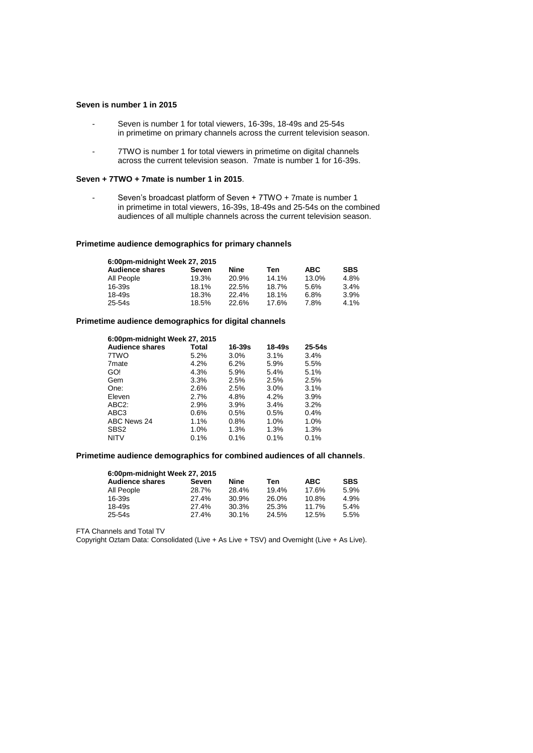**Seven is number 1 in 2015**

- Seven is number 1 for total viewers, 16-39s, 18-49s and 25-54s in primetime on primary channels across the current television season.
- 7TWO is number 1 for total viewers in primetime on digital channels across the current television season. 7mate is number 1 for 16-39s.

**Seven + 7TWO + 7mate is number 1 in 2015**.

- Seven's broadcast platform of Seven + 7TWO + 7mate is number 1 in primetime in total viewers, 16-39s, 18-49s and 25-54s on the combined audiences of all multiple channels across the current television season.

**Primetime audience demographics for primary channels**

| 6:00pm-midnight Week 27, 2015 | | | | | |
|---|---|---|---|---|---|
| **Audience shares** | **Seven** | **Nine** | **Ten** | **ABC** | **SBS** |
| All People | 19.3% | 20.9% | 14.1% | 13.0% | 4.8% |
| 16-39s | 18.1% | 22.5% | 18.7% | 5.6% | 3.4% |
| 18-49s | 18.3% | 22.4% | 18.1% | 6.8% | 3.9% |
| 25-54s | 18.5% | 22.6% | 17.6% | 7.8% | 4.1% |

**Primetime audience demographics for digital channels**

| 6:00pm-midnight Week 27, 2015 | | | | |
|---|---|---|---|---|
| **Audience shares** | **Total** | **16-39s** | **18-49s** | **25-54s** |
| 7TWO | 5.2% | 3.0% | 3.1% | 3.4% |
| 7mate | 4.2% | 6.2% | 5.9% | 5.5% |
| GO! | 4.3% | 5.9% | 5.4% | 5.1% |
| Gem | 3.3% | 2.5% | 2.5% | 2.5% |
| One: | 2.6% | 2.5% | 3.0% | 3.1% |
| Eleven | 2.7% | 4.8% | 4.2% | 3.9% |
| ABC2: | 2.9% | 3.9% | 3.4% | 3.2% |
| ABC3 | 0.6% | 0.5% | 0.5% | 0.4% |
| ABC News 24 | 1.1% | 0.8% | 1.0% | 1.0% |
| SBS2 | 1.0% | 1.3% | 1.3% | 1.3% |
| NITV | 0.1% | 0.1% | 0.1% | 0.1% |

**Primetime audience demographics for combined audiences of all channels**.

| 6:00pm-midnight Week 27, 2015 | | | | | |
|---|---|---|---|---|---|
| **Audience shares** | **Seven** | **Nine** | **Ten** | **ABC** | **SBS** |
| All People | 28.7% | 28.4% | 19.4% | 17.6% | 5.9% |
| 16-39s | 27.4% | 30.9% | 26.0% | 10.8% | 4.9% |
| 18-49s | 27.4% | 30.3% | 25.3% | 11.7% | 5.4% |
| 25-54s | 27.4% | 30.1% | 24.5% | 12.5% | 5.5% |

FTA Channels and Total TV
Copyright Oztam Data: Consolidated (Live + As Live + TSV) and Overnight (Live + As Live).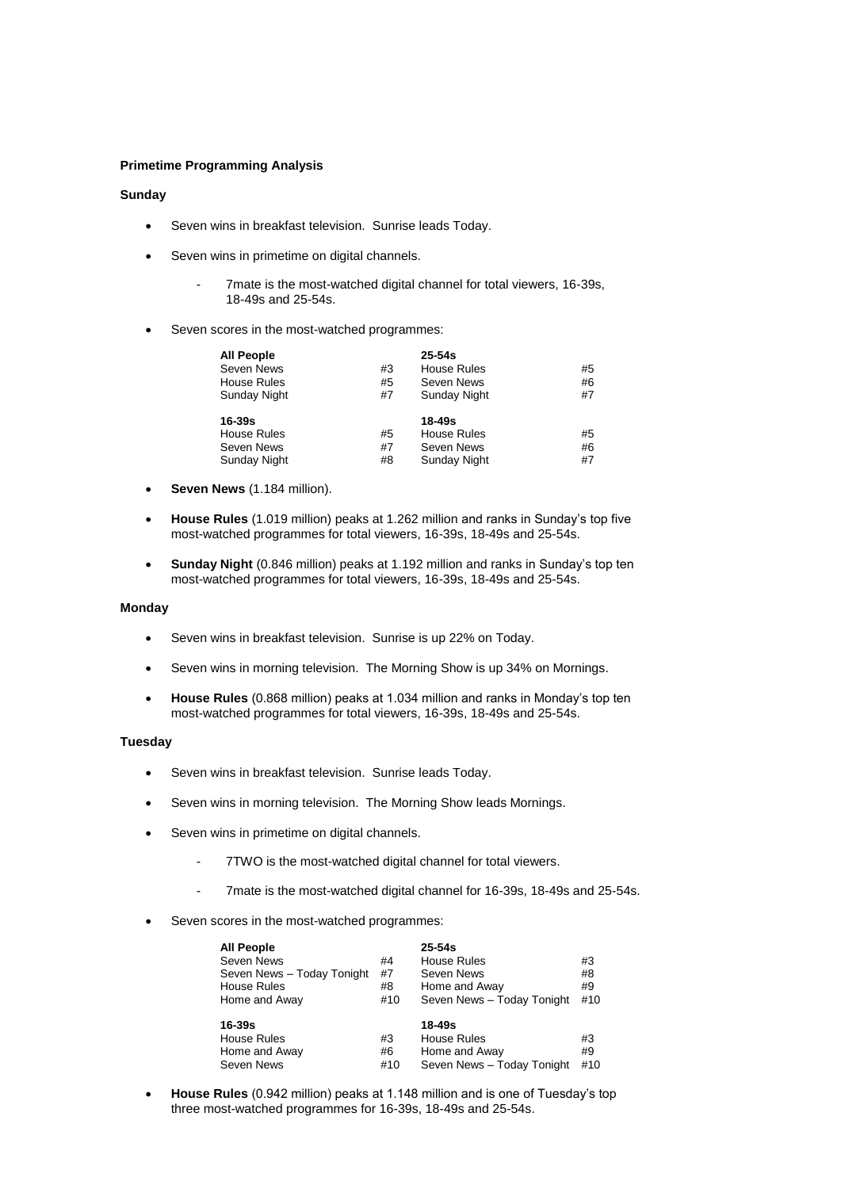**Primetime Programming Analysis**

**Sunday**

- Seven wins in breakfast television. Sunrise leads Today.
- Seven wins in primetime on digital channels.
  - 7mate is the most-watched digital channel for total viewers, 16-39s, 18-49s and 25-54s.
- Seven scores in the most-watched programmes:

| **All People** | | **25-54s** | |
|---|---|---|---|
| Seven News | #3 | House Rules | #5 |
| House Rules | #5 | Seven News | #6 |
| Sunday Night | #7 | Sunday Night | #7 |
| **16-39s** | | **18-49s** | |
| House Rules | #5 | House Rules | #5 |
| Seven News | #7 | Seven News | #6 |
| Sunday Night | #8 | Sunday Night | #7 |

- **Seven News** (1.184 million).
- **House Rules** (1.019 million) peaks at 1.262 million and ranks in Sunday's top five most-watched programmes for total viewers, 16-39s, 18-49s and 25-54s.
- **Sunday Night** (0.846 million) peaks at 1.192 million and ranks in Sunday's top ten most-watched programmes for total viewers, 16-39s, 18-49s and 25-54s.

**Monday**

- Seven wins in breakfast television. Sunrise is up 22% on Today.
- Seven wins in morning television. The Morning Show is up 34% on Mornings.
- **House Rules** (0.868 million) peaks at 1.034 million and ranks in Monday's top ten most-watched programmes for total viewers, 16-39s, 18-49s and 25-54s.

**Tuesday**

- Seven wins in breakfast television. Sunrise leads Today.
- Seven wins in morning television. The Morning Show leads Mornings.
- Seven wins in primetime on digital channels.
  - 7TWO is the most-watched digital channel for total viewers.
  - 7mate is the most-watched digital channel for 16-39s, 18-49s and 25-54s.
- Seven scores in the most-watched programmes:

| **All People** | | **25-54s** | |
|---|---|---|---|
| Seven News | #4 | House Rules | #3 |
| Seven News – Today Tonight | #7 | Seven News | #8 |
| House Rules | #8 | Home and Away | #9 |
| Home and Away | #10 | Seven News – Today Tonight | #10 |
| **16-39s** | | **18-49s** | |
| House Rules | #3 | House Rules | #3 |
| Home and Away | #6 | Home and Away | #9 |
| Seven News | #10 | Seven News – Today Tonight | #10 |

- **House Rules** (0.942 million) peaks at 1.148 million and is one of Tuesday's top three most-watched programmes for 16-39s, 18-49s and 25-54s.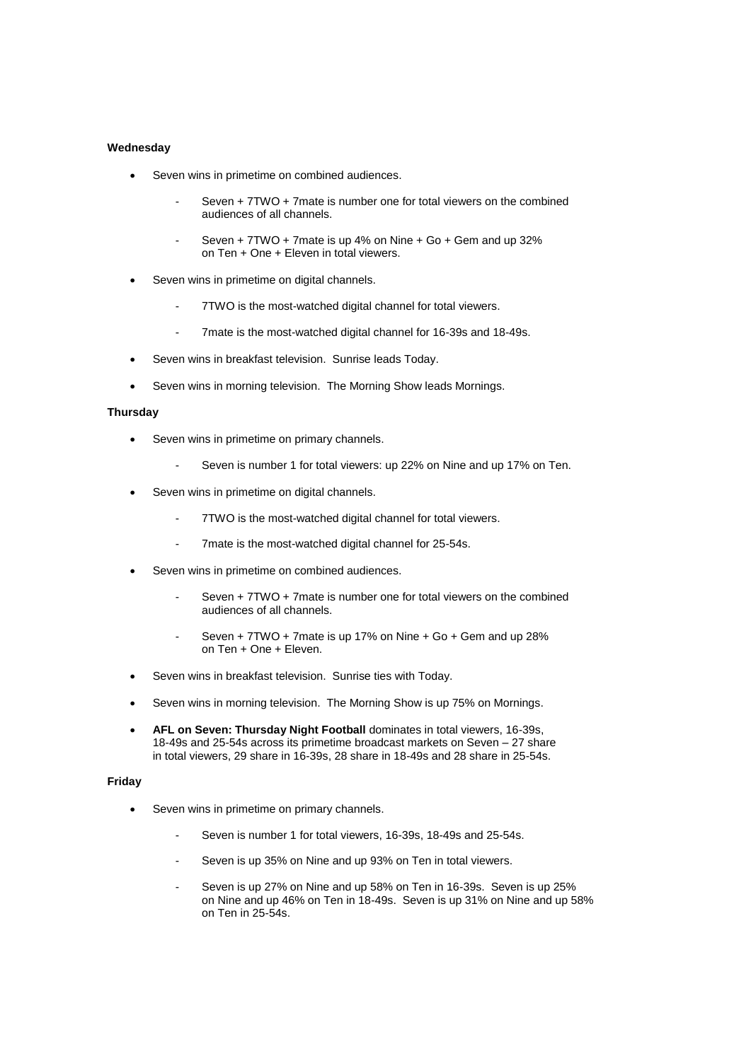**Wednesday**

- Seven wins in primetime on combined audiences.
  - Seven + 7TWO + 7mate is number one for total viewers on the combined audiences of all channels.
  - Seven + 7TWO + 7mate is up 4% on Nine + Go + Gem and up 32% on Ten + One + Eleven in total viewers.
- Seven wins in primetime on digital channels.
  - 7TWO is the most-watched digital channel for total viewers.
  - 7mate is the most-watched digital channel for 16-39s and 18-49s.
- Seven wins in breakfast television. Sunrise leads Today.
- Seven wins in morning television. The Morning Show leads Mornings.

**Thursday**

- Seven wins in primetime on primary channels.
  - Seven is number 1 for total viewers: up 22% on Nine and up 17% on Ten.
- Seven wins in primetime on digital channels.
  - 7TWO is the most-watched digital channel for total viewers.
  - 7mate is the most-watched digital channel for 25-54s.
- Seven wins in primetime on combined audiences.
  - Seven + 7TWO + 7mate is number one for total viewers on the combined audiences of all channels.
  - Seven + 7TWO + 7mate is up 17% on Nine + Go + Gem and up 28% on Ten + One + Eleven.
- Seven wins in breakfast television. Sunrise ties with Today.
- Seven wins in morning television. The Morning Show is up 75% on Mornings.
- **AFL on Seven: Thursday Night Football** dominates in total viewers, 16-39s, 18-49s and 25-54s across its primetime broadcast markets on Seven – 27 share in total viewers, 29 share in 16-39s, 28 share in 18-49s and 28 share in 25-54s.

**Friday**

- Seven wins in primetime on primary channels.
  - Seven is number 1 for total viewers, 16-39s, 18-49s and 25-54s.
  - Seven is up 35% on Nine and up 93% on Ten in total viewers.
  - Seven is up 27% on Nine and up 58% on Ten in 16-39s. Seven is up 25% on Nine and up 46% on Ten in 18-49s. Seven is up 31% on Nine and up 58% on Ten in 25-54s.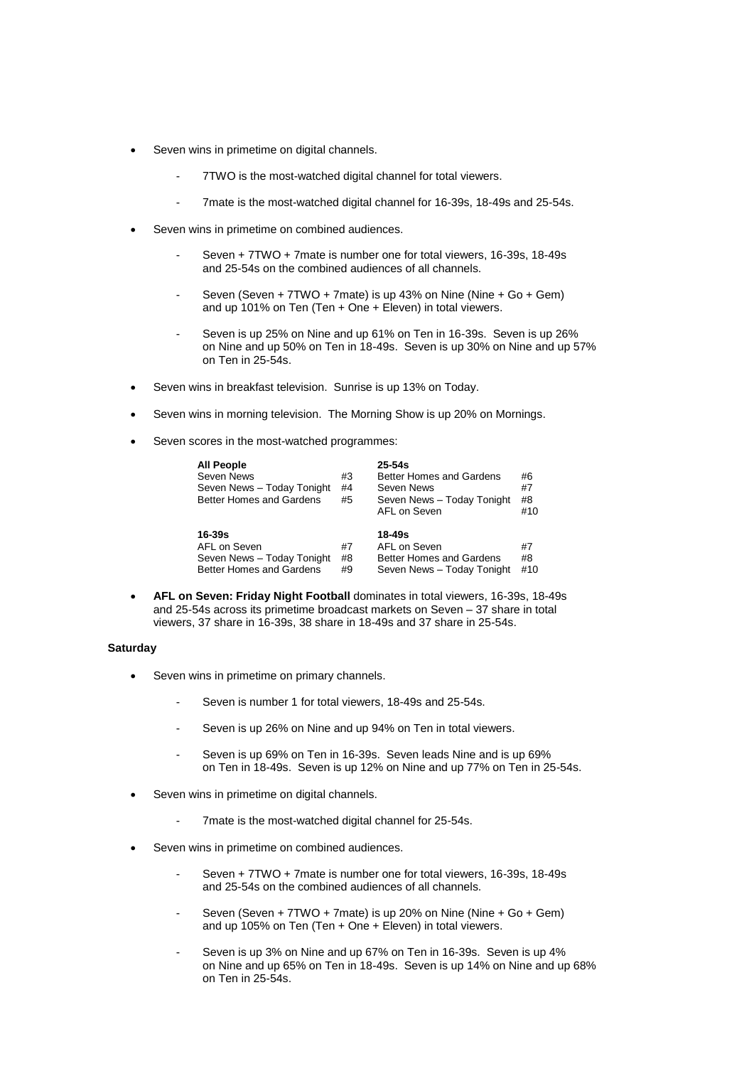- Seven wins in primetime on digital channels.
  - 7TWO is the most-watched digital channel for total viewers.
  - 7mate is the most-watched digital channel for 16-39s, 18-49s and 25-54s.
- Seven wins in primetime on combined audiences.
  - Seven + 7TWO + 7mate is number one for total viewers, 16-39s, 18-49s and 25-54s on the combined audiences of all channels.
  - Seven (Seven + 7TWO + 7mate) is up 43% on Nine (Nine + Go + Gem) and up 101% on Ten (Ten + One + Eleven) in total viewers.
  - Seven is up 25% on Nine and up 61% on Ten in 16-39s. Seven is up 26% on Nine and up 50% on Ten in 18-49s. Seven is up 30% on Nine and up 57% on Ten in 25-54s.
- Seven wins in breakfast television. Sunrise is up 13% on Today.
- Seven wins in morning television. The Morning Show is up 20% on Mornings.
- Seven scores in the most-watched programmes:

| **All People** | | **25-54s** | |
|---|---|---|---|
| Seven News | #3 | Better Homes and Gardens | #6 |
| Seven News – Today Tonight | #4 | Seven News | #7 |
| Better Homes and Gardens | #5 | Seven News – Today Tonight | #8 |
| | | AFL on Seven | #10 |
| **16-39s** | | **18-49s** | |
| AFL on Seven | #7 | AFL on Seven | #7 |
| Seven News – Today Tonight | #8 | Better Homes and Gardens | #8 |
| Better Homes and Gardens | #9 | Seven News – Today Tonight | #10 |

- **AFL on Seven: Friday Night Football** dominates in total viewers, 16-39s, 18-49s and 25-54s across its primetime broadcast markets on Seven – 37 share in total viewers, 37 share in 16-39s, 38 share in 18-49s and 37 share in 25-54s.

**Saturday**

- Seven wins in primetime on primary channels.
  - Seven is number 1 for total viewers, 18-49s and 25-54s.
  - Seven is up 26% on Nine and up 94% on Ten in total viewers.
  - Seven is up 69% on Ten in 16-39s. Seven leads Nine and is up 69% on Ten in 18-49s. Seven is up 12% on Nine and up 77% on Ten in 25-54s.
- Seven wins in primetime on digital channels.
  - 7mate is the most-watched digital channel for 25-54s.
- Seven wins in primetime on combined audiences.
  - Seven + 7TWO + 7mate is number one for total viewers, 16-39s, 18-49s and 25-54s on the combined audiences of all channels.
  - Seven (Seven + 7TWO + 7mate) is up 20% on Nine (Nine + Go + Gem) and up 105% on Ten (Ten + One + Eleven) in total viewers.
  - Seven is up 3% on Nine and up 67% on Ten in 16-39s. Seven is up 4% on Nine and up 65% on Ten in 18-49s. Seven is up 14% on Nine and up 68% on Ten in 25-54s.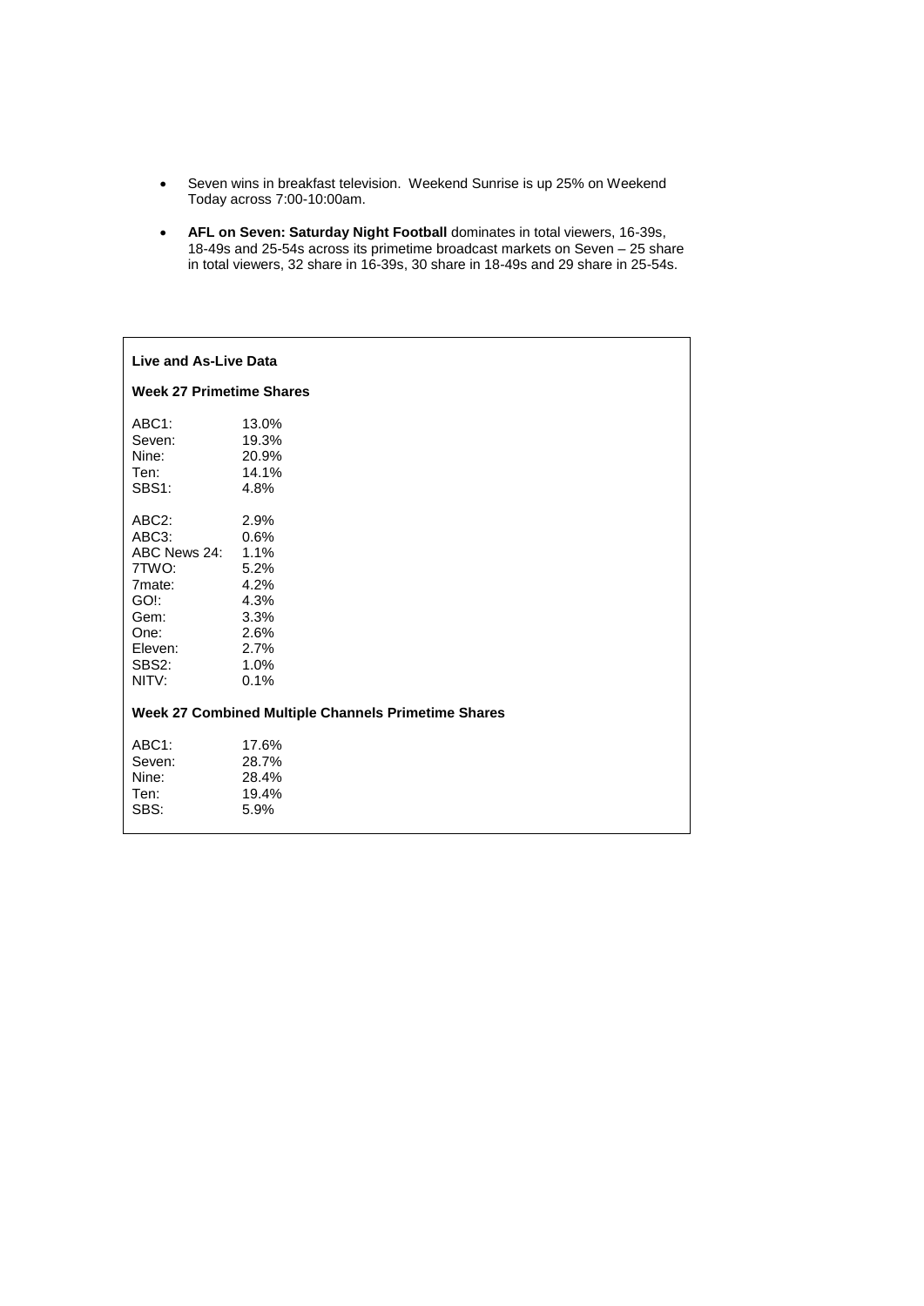- Seven wins in breakfast television. Weekend Sunrise is up 25% on Weekend Today across 7:00-10:00am.

- **AFL on Seven: Saturday Night Football** dominates in total viewers, 16-39s, 18-49s and 25-54s across its primetime broadcast markets on Seven – 25 share in total viewers, 32 share in 16-39s, 30 share in 18-49s and 29 share in 25-54s.

**Live and As-Live Data**

**Week 27 Primetime Shares**

| | |
|---|---|
| ABC1: | 13.0% |
| Seven: | 19.3% |
| Nine: | 20.9% |
| Ten: | 14.1% |
| SBS1: | 4.8% |
| ABC2: | 2.9% |
| ABC3: | 0.6% |
| ABC News 24: | 1.1% |
| 7TWO: | 5.2% |
| 7mate: | 4.2% |
| GO!: | 4.3% |
| Gem: | 3.3% |
| One: | 2.6% |
| Eleven: | 2.7% |
| SBS2: | 1.0% |
| NITV: | 0.1% |

**Week 27 Combined Multiple Channels Primetime Shares**

| | |
|---|---|
| ABC1: | 17.6% |
| Seven: | 28.7% |
| Nine: | 28.4% |
| Ten: | 19.4% |
| SBS: | 5.9% |